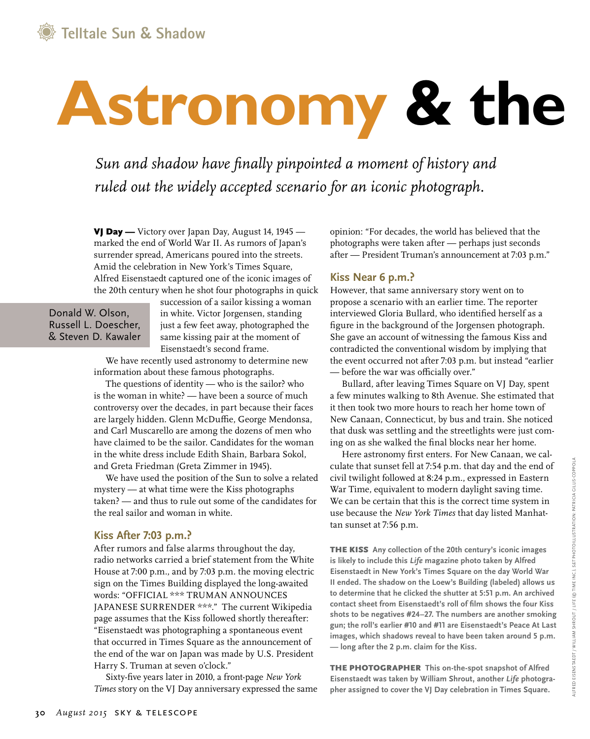Telltale Sun & Shadow

# Astronomy & the

*Sun and shadow have finally pinpointed a moment of history and ruled out the widely accepted scenario for an iconic photograph.*

Donald W. Olson, Russell L. Doescher, & Steven D. Kawaler

**VJ Day —** Victory over Japan Day, August 14, 1945 — marked the end of World War II. As rumors of Japan's surrender spread, Americans poured into the streets. Amid the celebration in New York's Times Square, Alfred Eisenstaedt captured one of the iconic images of the 20th century when he shot four photographs in quick succession of a sailor kissing a woman in white. Victor Jorgensen, standing just a few feet away, photographed the same kissing pair at the moment of Eisenstaedt's second frame.

We have recently used astronomy to determine new information about these famous photographs.

The questions of identity — who is the sailor? who is the woman in white? — have been a source of much controversy over the decades, in part because their faces are largely hidden. Glenn McDuffie, George Mendonsa, and Carl Muscarello are among the dozens of men who have claimed to be the sailor. Candidates for the woman in the white dress include Edith Shain, Barbara Sokol, and Greta Friedman (Greta Zimmer in 1945).

We have used the position of the Sun to solve a related mystery — at what time were the Kiss photographs taken? — and thus to rule out some of the candidates for the real sailor and woman in white.

## Kiss After 7:03 p.m.?

After rumors and false alarms throughout the day, radio networks carried a brief statement from the White House at 7:00 p.m., and by 7:03 p.m. the moving electric sign on the Times Building displayed the long-awaited words: "OFFICIAL *** TRUMAN ANNOUNCES JAPANESE SURRENDER ***." The current Wikipedia page assumes that the Kiss followed shortly thereafter: "Eisenstaedt was photographing a spontaneous event that occurred in Times Square as the announcement of the end of the war on Japan was made by U.S. President Harry S. Truman at seven o'clock."

Sixty-five years later in 2010, a front-page *New York Times* story on the VJ Day anniversary expressed the same opinion: "For decades, the world has believed that the photographs were taken after — perhaps just seconds after — President Truman's announcement at 7:03 p.m."

## Kiss Near 6 p.m.?

However, that same anniversary story went on to propose a scenario with an earlier time. The reporter interviewed Gloria Bullard, who identified herself as a figure in the background of the Jorgensen photograph. She gave an account of witnessing the famous Kiss and contradicted the conventional wisdom by implying that the event occurred not after 7:03 p.m. but instead "earlier — before the war was officially over."

Bullard, after leaving Times Square on VJ Day, spent a few minutes walking to 8th Avenue. She estimated that it then took two more hours to reach her home town of New Canaan, Connecticut, by bus and train. She noticed that dusk was settling and the streetlights were just coming on as she walked the final blocks near her home.

Here astronomy first enters. For New Canaan, we calculate that sunset fell at 7:54 p.m. that day and the end of civil twilight followed at 8:24 p.m., expressed in Eastern War Time, equivalent to modern daylight saving time. We can be certain that this is the correct time system in use because the *New York Times* that day listed Manhattan sunset at 7:56 p.m.

**THE KISS** Any collection of the 20th century's iconic images is likely to include this *Life* magazine photo taken by Alfred Eisenstaedt in New York's Times Square on the day World War II ended. The shadow on the Loew's Building (labeled) allows us to determine that he clicked the shutter at 5:51 p.m. An archived contact sheet from Eisenstaedt's roll of film shows the four Kiss shots to be negatives #24–27. The numbers are another smoking gun; the roll's earlier #10 and #11 are Eisenstaedt's Peace At Last images, which shadows reveal to have been taken around 5 p.m. — long after the 2 p.m. claim for the Kiss.

**THE PHOTOGRAPHER** This on-the-spot snapshot of Alfred Eisenstaedt was taken by William Shrout, another *Life* photographer assigned to cover the VJ Day celebration in Times Square.

ALFRED EISENSTAEDT / WILLIAM SHROUT / LIFE © TIME INC.; S&T PHOTOILLUSTRATION: PATRICIA GILLIS-COPPOLA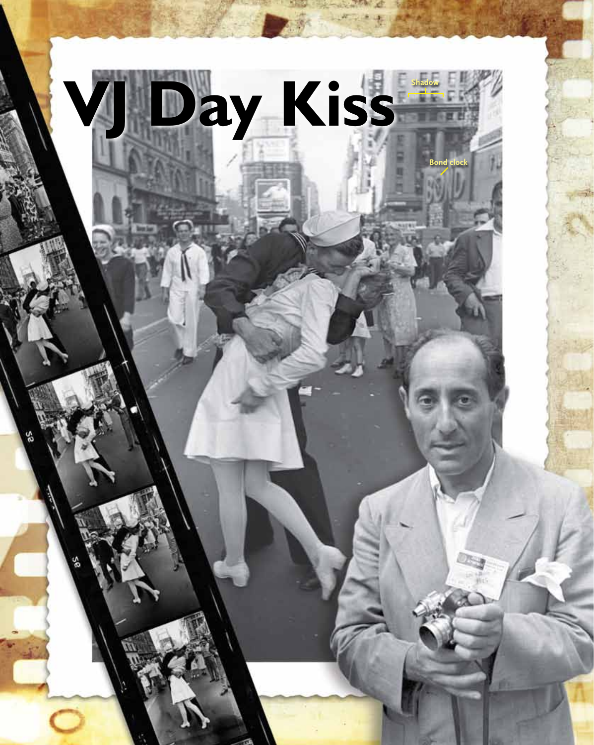# VJ Day Kiss

Shadow

Bond clock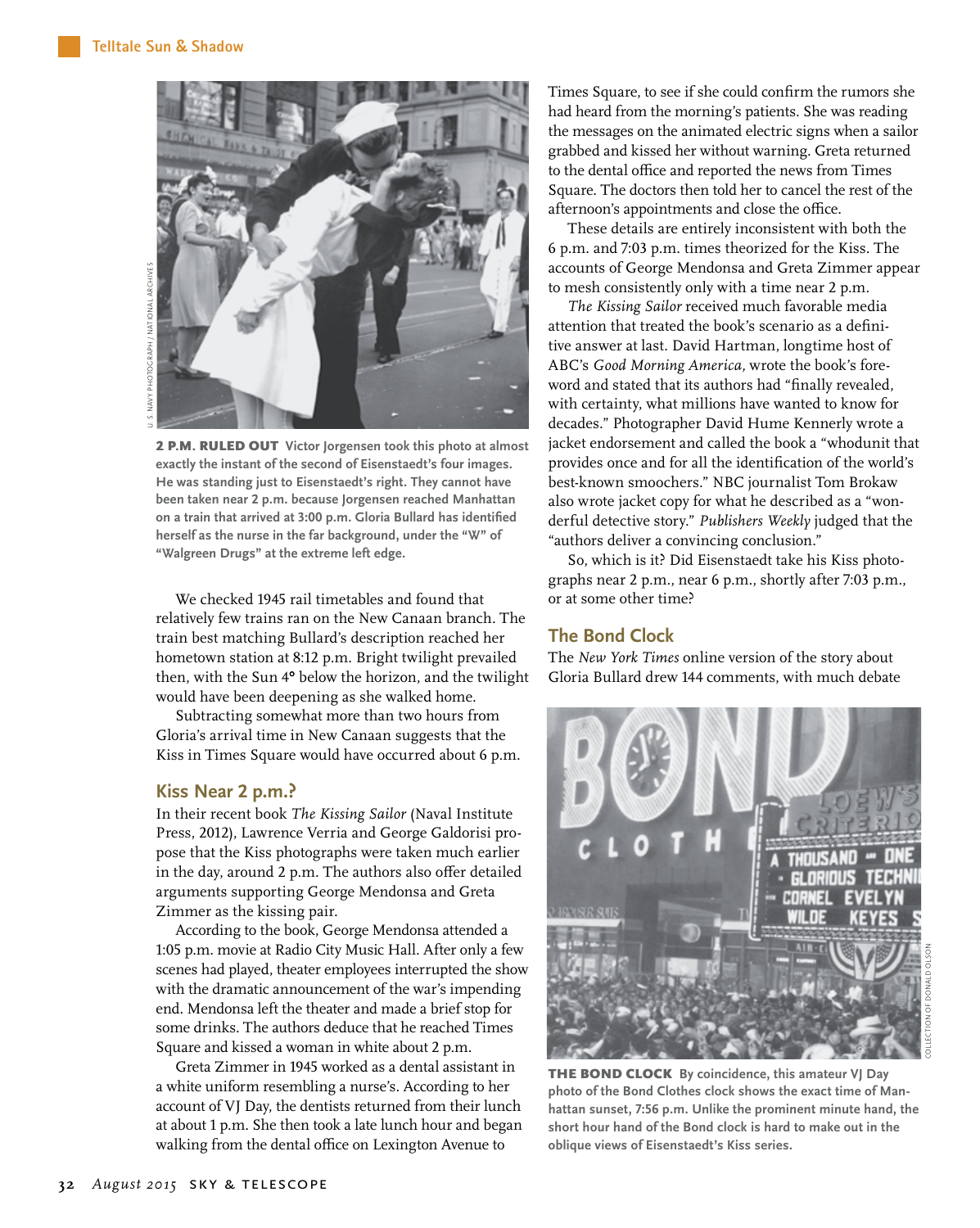**2 P.M. RULED OUT** Victor Jorgensen took this photo at almost exactly the instant of the second of Eisenstaedt's four images. He was standing just to Eisenstaedt's right. They cannot have been taken near 2 p.m. because Jorgensen reached Manhattan on a train that arrived at 3:00 p.m. Gloria Bullard has identified herself as the nurse in the far background, under the "W" of "Walgreen Drugs" at the extreme left edge.

We checked 1945 rail timetables and found that relatively few trains ran on the New Canaan branch. The train best matching Bullard's description reached her hometown station at 8:12 p.m. Bright twilight prevailed then, with the Sun 4° below the horizon, and the twilight would have been deepening as she walked home.

Subtracting somewhat more than two hours from Gloria's arrival time in New Canaan suggests that the Kiss in Times Square would have occurred about 6 p.m.

## Kiss Near 2 p.m.?

In their recent book *The Kissing Sailor* (Naval Institute Press, 2012), Lawrence Verria and George Galdorisi propose that the Kiss photographs were taken much earlier in the day, around 2 p.m. The authors also offer detailed arguments supporting George Mendonsa and Greta Zimmer as the kissing pair.

According to the book, George Mendonsa attended a 1:05 p.m. movie at Radio City Music Hall. After only a few scenes had played, theater employees interrupted the show with the dramatic announcement of the war's impending end. Mendonsa left the theater and made a brief stop for some drinks. The authors deduce that he reached Times Square and kissed a woman in white about 2 p.m.

Greta Zimmer in 1945 worked as a dental assistant in a white uniform resembling a nurse's. According to her account of VJ Day, the dentists returned from their lunch at about 1 p.m. She then took a late lunch hour and began walking from the dental office on Lexington Avenue to Times Square, to see if she could confirm the rumors she had heard from the morning's patients. She was reading the messages on the animated electric signs when a sailor grabbed and kissed her without warning. Greta returned to the dental office and reported the news from Times Square. The doctors then told her to cancel the rest of the afternoon's appointments and close the office.

These details are entirely inconsistent with both the 6 p.m. and 7:03 p.m. times theorized for the Kiss. The accounts of George Mendonsa and Greta Zimmer appear to mesh consistently only with a time near 2 p.m.

*The Kissing Sailor* received much favorable media attention that treated the book's scenario as a definitive answer at last. David Hartman, longtime host of ABC's *Good Morning America*, wrote the book's foreword and stated that its authors had "finally revealed, with certainty, what millions have wanted to know for decades." Photographer David Hume Kennerly wrote a jacket endorsement and called the book a "whodunit that provides once and for all the identification of the world's best-known smoochers." NBC journalist Tom Brokaw also wrote jacket copy for what he described as a "wonderful detective story." *Publishers Weekly* judged that the "authors deliver a convincing conclusion."

So, which is it? Did Eisenstaedt take his Kiss photographs near 2 p.m., near 6 p.m., shortly after 7:03 p.m., or at some other time?

## The Bond Clock

The *New York Times* online version of the story about Gloria Bullard drew 144 comments, with much debate

**THE BOND CLOCK** By coincidence, this amateur VJ Day photo of the Bond Clothes clock shows the exact time of Manhattan sunset, 7:56 p.m. Unlike the prominent minute hand, the short hour hand of the Bond clock is hard to make out in the oblique views of Eisenstaedt's Kiss series.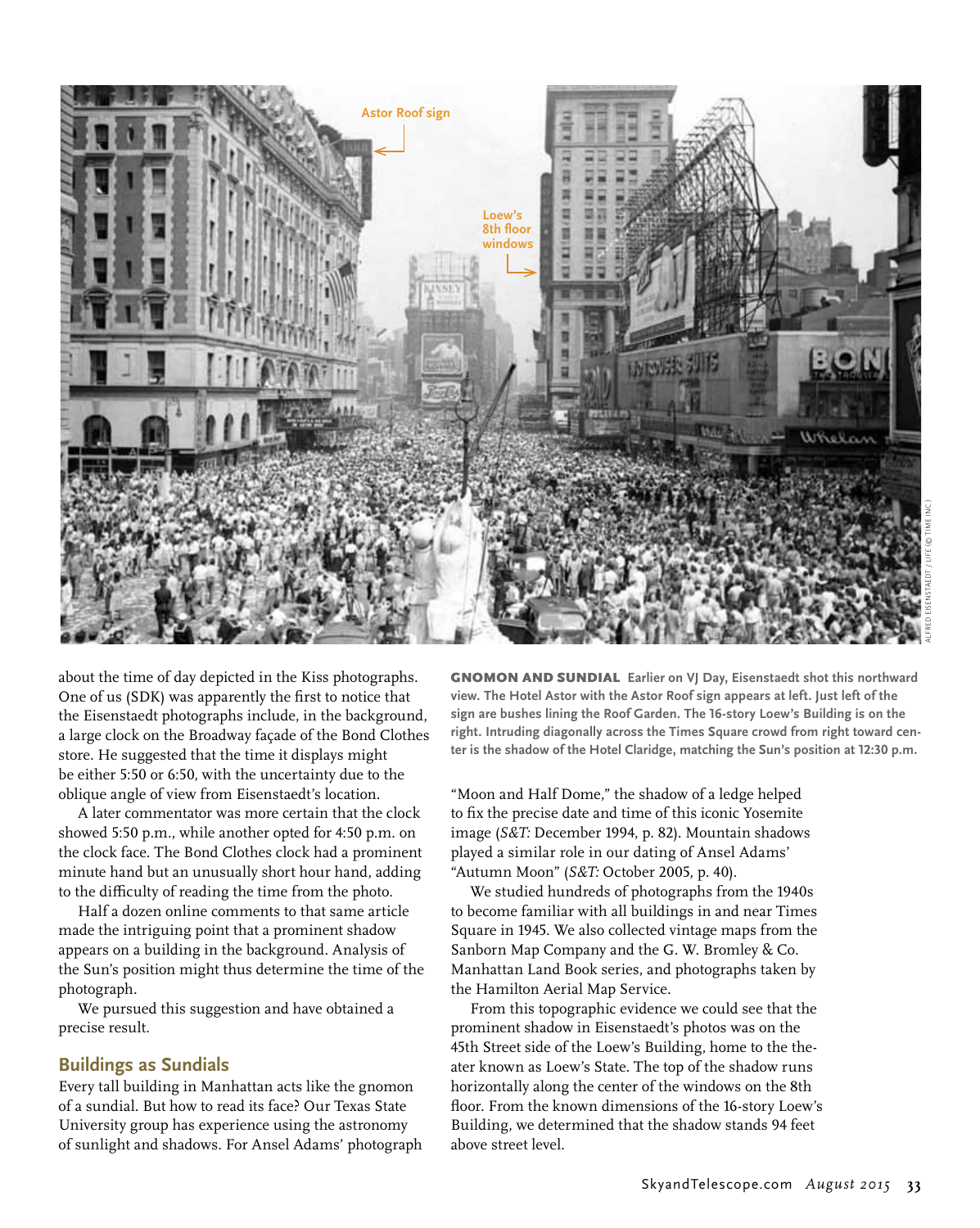about the time of day depicted in the Kiss photographs. One of us (SDK) was apparently the first to notice that the Eisenstaedt photographs include, in the background, a large clock on the Broadway façade of the Bond Clothes store. He suggested that the time it displays might be either 5:50 or 6:50, with the uncertainty due to the oblique angle of view from Eisenstaedt's location.

A later commentator was more certain that the clock showed 5:50 p.m., while another opted for 4:50 p.m. on the clock face. The Bond Clothes clock had a prominent minute hand but an unusually short hour hand, adding to the difficulty of reading the time from the photo.

Half a dozen online comments to that same article made the intriguing point that a prominent shadow appears on a building in the background. Analysis of the Sun's position might thus determine the time of the photograph.

We pursued this suggestion and have obtained a precise result.

## Buildings as Sundials

Every tall building in Manhattan acts like the gnomon of a sundial. But how to read its face? Our Texas State University group has experience using the astronomy of sunlight and shadows. For Ansel Adams' photograph "Moon and Half Dome," the shadow of a ledge helped to fix the precise date and time of this iconic Yosemite image (*S&T:* December 1994, p. 82). Mountain shadows played a similar role in our dating of Ansel Adams' "Autumn Moon" (*S&T:* October 2005, p. 40).

We studied hundreds of photographs from the 1940s to become familiar with all buildings in and near Times Square in 1945. We also collected vintage maps from the Sanborn Map Company and the G. W. Bromley & Co. Manhattan Land Book series, and photographs taken by the Hamilton Aerial Map Service.

From this topographic evidence we could see that the prominent shadow in Eisenstaedt's photos was on the 45th Street side of the Loew's Building, home to the theater known as Loew's State. The top of the shadow runs horizontally along the center of the windows on the 8th floor. From the known dimensions of the 16-story Loew's Building, we determined that the shadow stands 94 feet above street level.

**GNOMON AND SUNDIAL** Earlier on VJ Day, Eisenstaedt shot this northward view. The Hotel Astor with the Astor Roof sign appears at left. Just left of the sign are bushes lining the Roof Garden. The 16-story Loew's Building is on the right. Intruding diagonally across the Times Square crowd from right toward center is the shadow of the Hotel Claridge, matching the Sun's position at 12:30 p.m.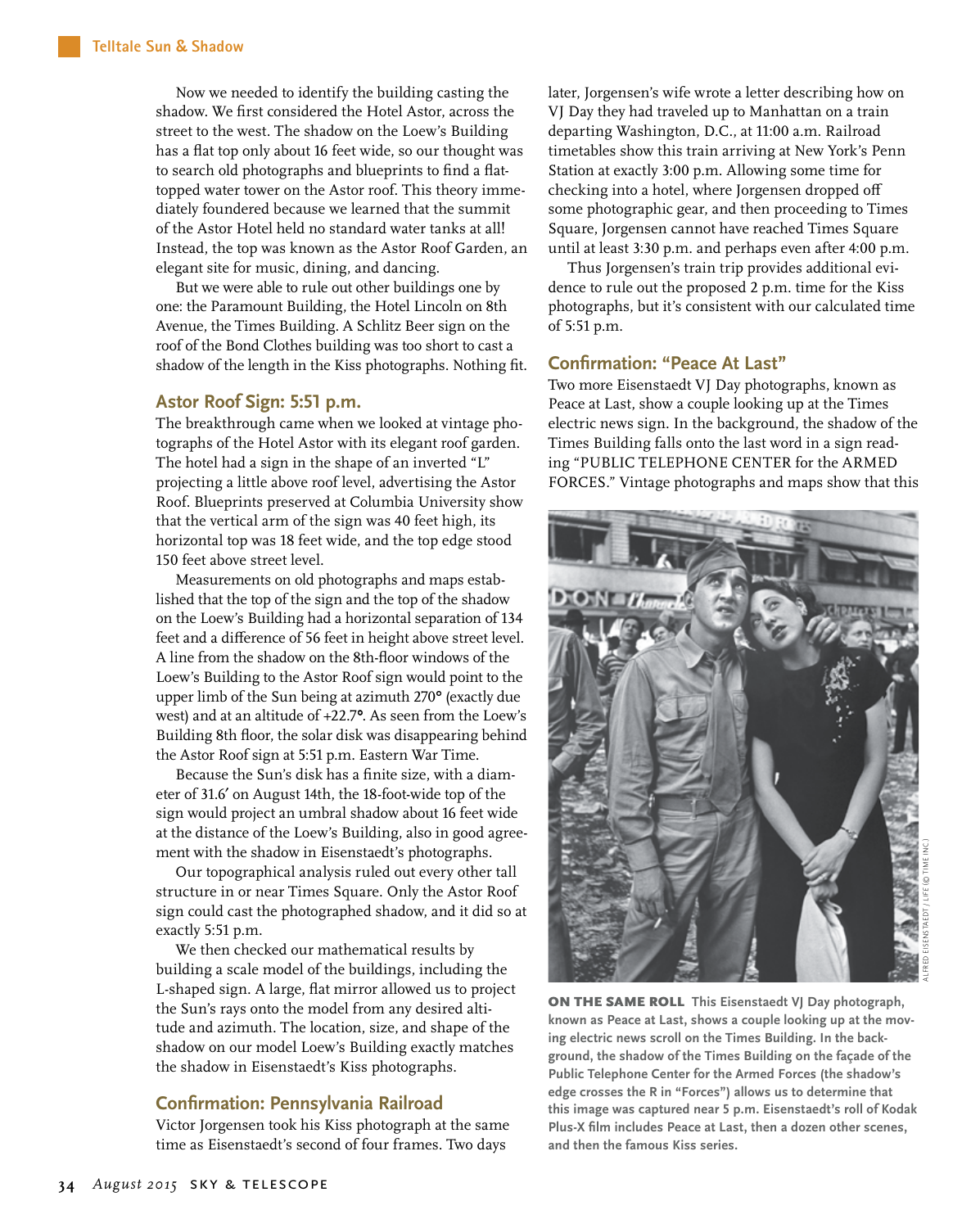Now we needed to identify the building casting the shadow. We first considered the Hotel Astor, across the street to the west. The shadow on the Loew's Building has a flat top only about 16 feet wide, so our thought was to search old photographs and blueprints to find a flat-topped water tower on the Astor roof. This theory immediately foundered because we learned that the summit of the Astor Hotel held no standard water tanks at all! Instead, the top was known as the Astor Roof Garden, an elegant site for music, dining, and dancing.

But we were able to rule out other buildings one by one: the Paramount Building, the Hotel Lincoln on 8th Avenue, the Times Building. A Schlitz Beer sign on the roof of the Bond Clothes building was too short to cast a shadow of the length in the Kiss photographs. Nothing fit.

## Astor Roof Sign: 5:51 p.m.

The breakthrough came when we looked at vintage photographs of the Hotel Astor with its elegant roof garden. The hotel had a sign in the shape of an inverted "L" projecting a little above roof level, advertising the Astor Roof. Blueprints preserved at Columbia University show that the vertical arm of the sign was 40 feet high, its horizontal top was 18 feet wide, and the top edge stood 150 feet above street level.

Measurements on old photographs and maps established that the top of the sign and the top of the shadow on the Loew's Building had a horizontal separation of 134 feet and a difference of 56 feet in height above street level. A line from the shadow on the 8th-floor windows of the Loew's Building to the Astor Roof sign would point to the upper limb of the Sun being at azimuth 270° (exactly due west) and at an altitude of +22.7°. As seen from the Loew's Building 8th floor, the solar disk was disappearing behind the Astor Roof sign at 5:51 p.m. Eastern War Time.

Because the Sun's disk has a finite size, with a diameter of 31.6′ on August 14th, the 18-foot-wide top of the sign would project an umbral shadow about 16 feet wide at the distance of the Loew's Building, also in good agreement with the shadow in Eisenstaedt's photographs.

Our topographical analysis ruled out every other tall structure in or near Times Square. Only the Astor Roof sign could cast the photographed shadow, and it did so at exactly 5:51 p.m.

We then checked our mathematical results by building a scale model of the buildings, including the L-shaped sign. A large, flat mirror allowed us to project the Sun's rays onto the model from any desired altitude and azimuth. The location, size, and shape of the shadow on our model Loew's Building exactly matches the shadow in Eisenstaedt's Kiss photographs.

## Confirmation: Pennsylvania Railroad

Victor Jorgensen took his Kiss photograph at the same time as Eisenstaedt's second of four frames. Two days later, Jorgensen's wife wrote a letter describing how on VJ Day they had traveled up to Manhattan on a train departing Washington, D.C., at 11:00 a.m. Railroad timetables show this train arriving at New York's Penn Station at exactly 3:00 p.m. Allowing some time for checking into a hotel, where Jorgensen dropped off some photographic gear, and then proceeding to Times Square, Jorgensen cannot have reached Times Square until at least 3:30 p.m. and perhaps even after 4:00 p.m.

Thus Jorgensen's train trip provides additional evidence to rule out the proposed 2 p.m. time for the Kiss photographs, but it's consistent with our calculated time of 5:51 p.m.

## Confirmation: "Peace At Last"

Two more Eisenstaedt VJ Day photographs, known as Peace at Last, show a couple looking up at the Times electric news sign. In the background, the shadow of the Times Building falls onto the last word in a sign reading "PUBLIC TELEPHONE CENTER for the ARMED FORCES." Vintage photographs and maps show that this

ALFRED EISENSTAEDT / LIFE (© TIME INC.)

**ON THE SAME ROLL** **This Eisenstaedt VJ Day photograph, known as Peace at Last, shows a couple looking up at the moving electric news scroll on the Times Building. In the background, the shadow of the Times Building on the façade of the Public Telephone Center for the Armed Forces (the shadow's edge crosses the R in "Forces") allows us to determine that this image was captured near 5 p.m. Eisenstaedt's roll of Kodak Plus-X film includes Peace at Last, then a dozen other scenes, and then the famous Kiss series.**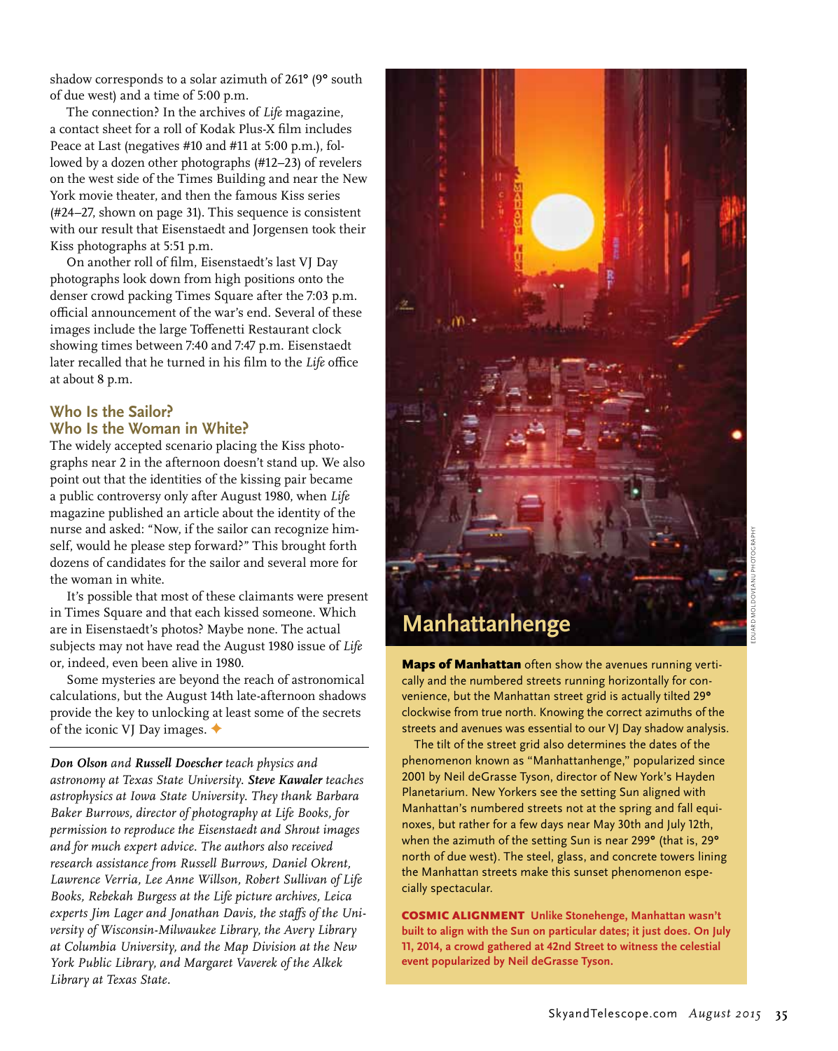shadow corresponds to a solar azimuth of 261° (9° south of due west) and a time of 5:00 p.m.

The connection? In the archives of *Life* magazine, a contact sheet for a roll of Kodak Plus-X film includes Peace at Last (negatives #10 and #11 at 5:00 p.m.), followed by a dozen other photographs (#12–23) of revelers on the west side of the Times Building and near the New York movie theater, and then the famous Kiss series (#24–27, shown on page 31). This sequence is consistent with our result that Eisenstaedt and Jorgensen took their Kiss photographs at 5:51 p.m.

On another roll of film, Eisenstaedt's last VJ Day photographs look down from high positions onto the denser crowd packing Times Square after the 7:03 p.m. official announcement of the war's end. Several of these images include the large Toffenetti Restaurant clock showing times between 7:40 and 7:47 p.m. Eisenstaedt later recalled that he turned in his film to the *Life* office at about 8 p.m.

## Who Is the Sailor? Who Is the Woman in White?

The widely accepted scenario placing the Kiss photographs near 2 in the afternoon doesn't stand up. We also point out that the identities of the kissing pair became a public controversy only after August 1980, when *Life* magazine published an article about the identity of the nurse and asked: "Now, if the sailor can recognize himself, would he please step forward?" This brought forth dozens of candidates for the sailor and several more for the woman in white.

It's possible that most of these claimants were present in Times Square and that each kissed someone. Which are in Eisenstaedt's photos? Maybe none. The actual subjects may not have read the August 1980 issue of *Life* or, indeed, even been alive in 1980.

Some mysteries are beyond the reach of astronomical calculations, but the August 14th late-afternoon shadows provide the key to unlocking at least some of the secrets of the iconic VJ Day images. ✦

***Don Olson** and **Russell Doescher** teach physics and astronomy at Texas State University. **Steve Kawaler** teaches astrophysics at Iowa State University. They thank Barbara Baker Burrows, director of photography at Life Books, for permission to reproduce the Eisenstaedt and Shrout images and for much expert advice. The authors also received research assistance from Russell Burrows, Daniel Okrent, Lawrence Verria, Lee Anne Willson, Robert Sullivan of Life Books, Rebekah Burgess at the Life picture archives, Leica experts Jim Lager and Jonathan Davis, the staffs of the University of Wisconsin-Milwaukee Library, the Avery Library at Columbia University, and the Map Division at the New York Public Library, and Margaret Vaverek of the Alkek Library at Texas State.*

## Manhattanhenge

EDUARD MOLDOVEANU PHOTOGRAPHY

**Maps of Manhattan** often show the avenues running vertically and the numbered streets running horizontally for convenience, but the Manhattan street grid is actually tilted 29° clockwise from true north. Knowing the correct azimuths of the streets and avenues was essential to our VJ Day shadow analysis.

The tilt of the street grid also determines the dates of the phenomenon known as "Manhattanhenge," popularized since 2001 by Neil deGrasse Tyson, director of New York's Hayden Planetarium. New Yorkers see the setting Sun aligned with Manhattan's numbered streets not at the spring and fall equinoxes, but rather for a few days near May 30th and July 12th, when the azimuth of the setting Sun is near 299° (that is, 29° north of due west). The steel, glass, and concrete towers lining the Manhattan streets make this sunset phenomenon especially spectacular.

**COSMIC ALIGNMENT** **Unlike Stonehenge, Manhattan wasn't built to align with the Sun on particular dates; it just does. On July 11, 2014, a crowd gathered at 42nd Street to witness the celestial event popularized by Neil deGrasse Tyson.**